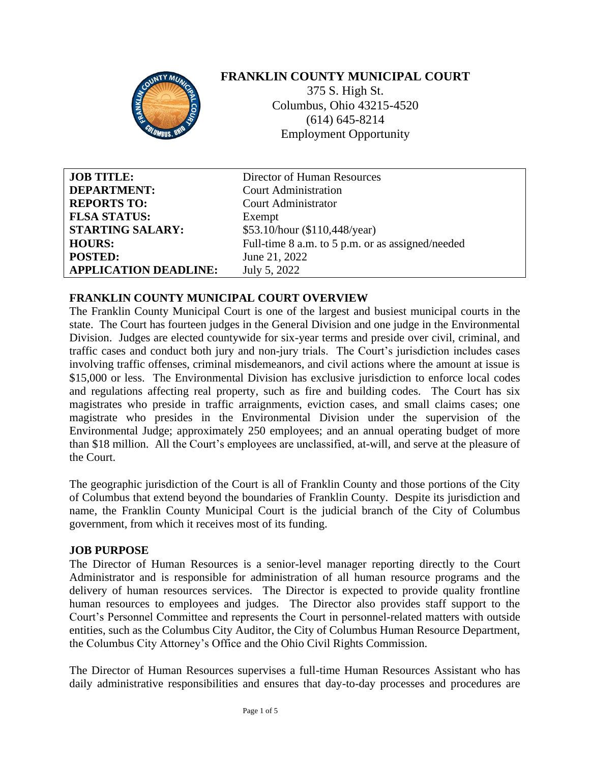# FRANKLIN COUNTY MUNICIPAL COURT

375 S. High St.
Columbus, Ohio 43215-4520
(614) 645-8214
Employment Opportunity

| | |
|---|---|
| **JOB TITLE:** | Director of Human Resources |
| **DEPARTMENT:** | Court Administration |
| **REPORTS TO:** | Court Administrator |
| **FLSA STATUS:** | Exempt |
| **STARTING SALARY:** | $53.10/hour ($110,448/year) |
| **HOURS:** | Full-time 8 a.m. to 5 p.m. or as assigned/needed |
| **POSTED:** | June 21, 2022 |
| **APPLICATION DEADLINE:** | July 5, 2022 |

## FRANKLIN COUNTY MUNICIPAL COURT OVERVIEW

The Franklin County Municipal Court is one of the largest and busiest municipal courts in the state. The Court has fourteen judges in the General Division and one judge in the Environmental Division. Judges are elected countywide for six-year terms and preside over civil, criminal, and traffic cases and conduct both jury and non-jury trials. The Court's jurisdiction includes cases involving traffic offenses, criminal misdemeanors, and civil actions where the amount at issue is $15,000 or less. The Environmental Division has exclusive jurisdiction to enforce local codes and regulations affecting real property, such as fire and building codes. The Court has six magistrates who preside in traffic arraignments, eviction cases, and small claims cases; one magistrate who presides in the Environmental Division under the supervision of the Environmental Judge; approximately 250 employees; and an annual operating budget of more than $18 million. All the Court's employees are unclassified, at-will, and serve at the pleasure of the Court.

The geographic jurisdiction of the Court is all of Franklin County and those portions of the City of Columbus that extend beyond the boundaries of Franklin County. Despite its jurisdiction and name, the Franklin County Municipal Court is the judicial branch of the City of Columbus government, from which it receives most of its funding.

## JOB PURPOSE

The Director of Human Resources is a senior-level manager reporting directly to the Court Administrator and is responsible for administration of all human resource programs and the delivery of human resources services. The Director is expected to provide quality frontline human resources to employees and judges. The Director also provides staff support to the Court's Personnel Committee and represents the Court in personnel-related matters with outside entities, such as the Columbus City Auditor, the City of Columbus Human Resource Department, the Columbus City Attorney's Office and the Ohio Civil Rights Commission.

The Director of Human Resources supervises a full-time Human Resources Assistant who has daily administrative responsibilities and ensures that day-to-day processes and procedures are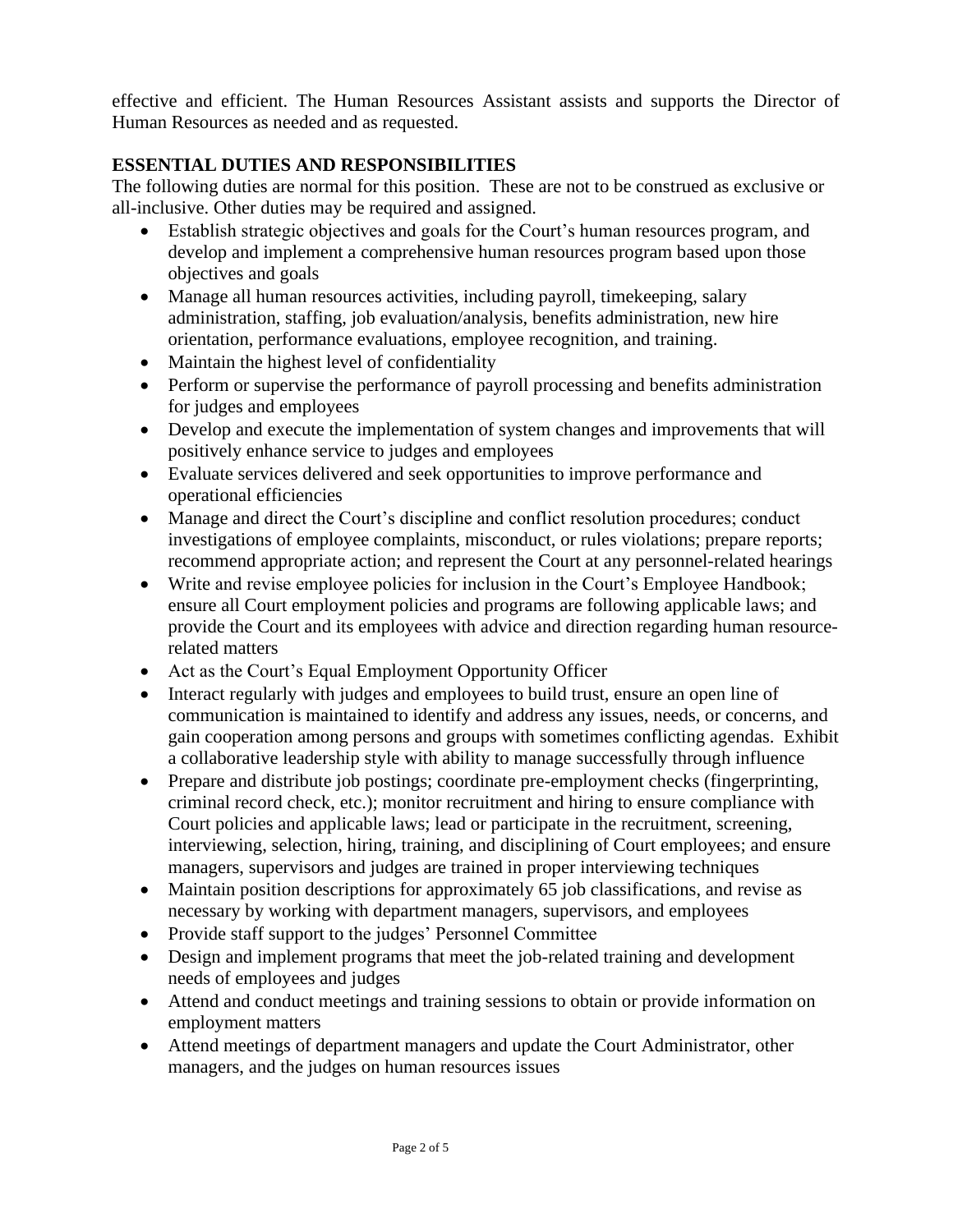effective and efficient. The Human Resources Assistant assists and supports the Director of Human Resources as needed and as requested.

## ESSENTIAL DUTIES AND RESPONSIBILITIES

The following duties are normal for this position. These are not to be construed as exclusive or all-inclusive. Other duties may be required and assigned.

- Establish strategic objectives and goals for the Court's human resources program, and develop and implement a comprehensive human resources program based upon those objectives and goals
- Manage all human resources activities, including payroll, timekeeping, salary administration, staffing, job evaluation/analysis, benefits administration, new hire orientation, performance evaluations, employee recognition, and training.
- Maintain the highest level of confidentiality
- Perform or supervise the performance of payroll processing and benefits administration for judges and employees
- Develop and execute the implementation of system changes and improvements that will positively enhance service to judges and employees
- Evaluate services delivered and seek opportunities to improve performance and operational efficiencies
- Manage and direct the Court's discipline and conflict resolution procedures; conduct investigations of employee complaints, misconduct, or rules violations; prepare reports; recommend appropriate action; and represent the Court at any personnel-related hearings
- Write and revise employee policies for inclusion in the Court's Employee Handbook; ensure all Court employment policies and programs are following applicable laws; and provide the Court and its employees with advice and direction regarding human resource-related matters
- Act as the Court's Equal Employment Opportunity Officer
- Interact regularly with judges and employees to build trust, ensure an open line of communication is maintained to identify and address any issues, needs, or concerns, and gain cooperation among persons and groups with sometimes conflicting agendas. Exhibit a collaborative leadership style with ability to manage successfully through influence
- Prepare and distribute job postings; coordinate pre-employment checks (fingerprinting, criminal record check, etc.); monitor recruitment and hiring to ensure compliance with Court policies and applicable laws; lead or participate in the recruitment, screening, interviewing, selection, hiring, training, and disciplining of Court employees; and ensure managers, supervisors and judges are trained in proper interviewing techniques
- Maintain position descriptions for approximately 65 job classifications, and revise as necessary by working with department managers, supervisors, and employees
- Provide staff support to the judges' Personnel Committee
- Design and implement programs that meet the job-related training and development needs of employees and judges
- Attend and conduct meetings and training sessions to obtain or provide information on employment matters
- Attend meetings of department managers and update the Court Administrator, other managers, and the judges on human resources issues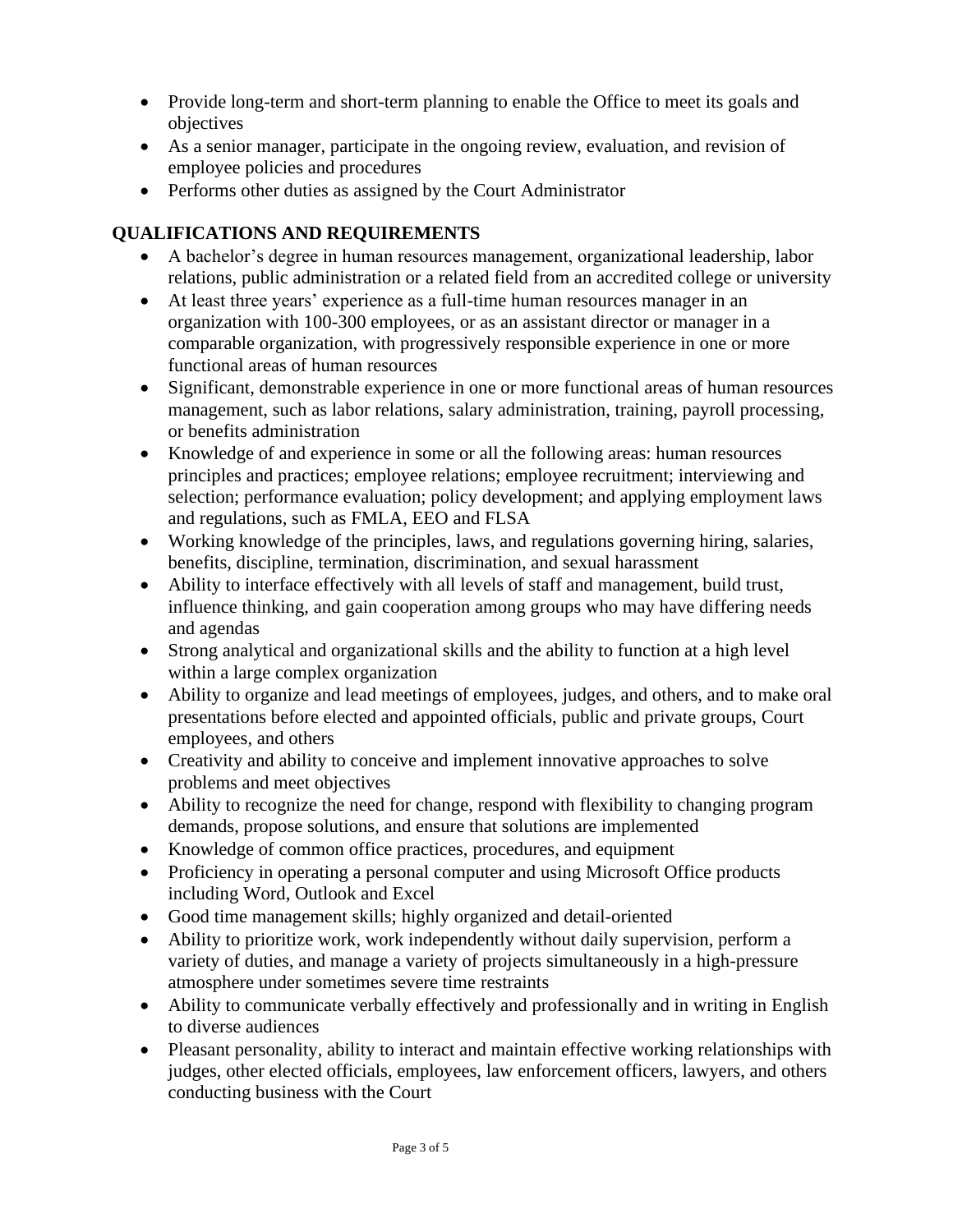- Provide long-term and short-term planning to enable the Office to meet its goals and objectives
- As a senior manager, participate in the ongoing review, evaluation, and revision of employee policies and procedures
- Performs other duties as assigned by the Court Administrator

## QUALIFICATIONS AND REQUIREMENTS

- A bachelor's degree in human resources management, organizational leadership, labor relations, public administration or a related field from an accredited college or university
- At least three years' experience as a full-time human resources manager in an organization with 100-300 employees, or as an assistant director or manager in a comparable organization, with progressively responsible experience in one or more functional areas of human resources
- Significant, demonstrable experience in one or more functional areas of human resources management, such as labor relations, salary administration, training, payroll processing, or benefits administration
- Knowledge of and experience in some or all the following areas: human resources principles and practices; employee relations; employee recruitment; interviewing and selection; performance evaluation; policy development; and applying employment laws and regulations, such as FMLA, EEO and FLSA
- Working knowledge of the principles, laws, and regulations governing hiring, salaries, benefits, discipline, termination, discrimination, and sexual harassment
- Ability to interface effectively with all levels of staff and management, build trust, influence thinking, and gain cooperation among groups who may have differing needs and agendas
- Strong analytical and organizational skills and the ability to function at a high level within a large complex organization
- Ability to organize and lead meetings of employees, judges, and others, and to make oral presentations before elected and appointed officials, public and private groups, Court employees, and others
- Creativity and ability to conceive and implement innovative approaches to solve problems and meet objectives
- Ability to recognize the need for change, respond with flexibility to changing program demands, propose solutions, and ensure that solutions are implemented
- Knowledge of common office practices, procedures, and equipment
- Proficiency in operating a personal computer and using Microsoft Office products including Word, Outlook and Excel
- Good time management skills; highly organized and detail-oriented
- Ability to prioritize work, work independently without daily supervision, perform a variety of duties, and manage a variety of projects simultaneously in a high-pressure atmosphere under sometimes severe time restraints
- Ability to communicate verbally effectively and professionally and in writing in English to diverse audiences
- Pleasant personality, ability to interact and maintain effective working relationships with judges, other elected officials, employees, law enforcement officers, lawyers, and others conducting business with the Court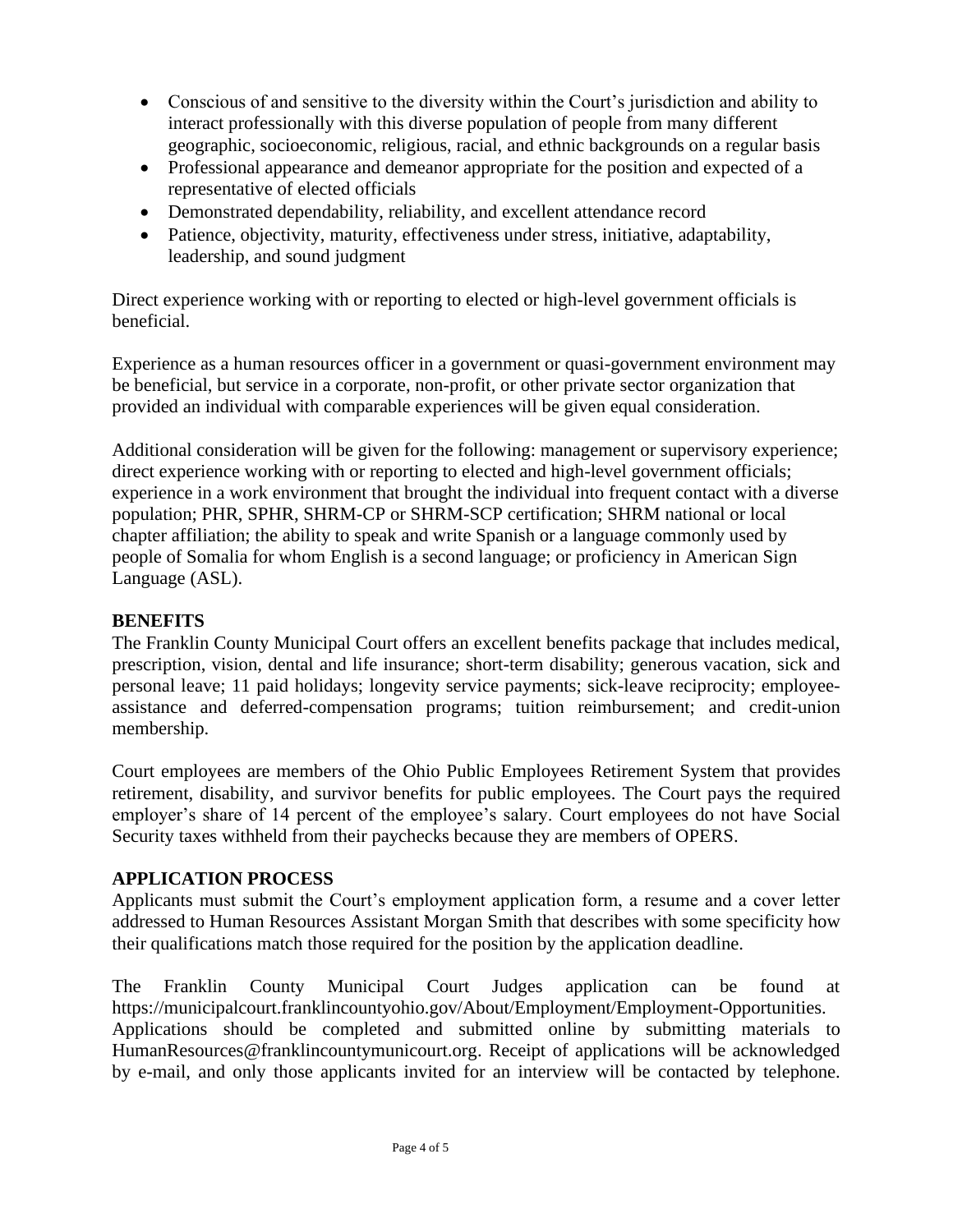- Conscious of and sensitive to the diversity within the Court's jurisdiction and ability to interact professionally with this diverse population of people from many different geographic, socioeconomic, religious, racial, and ethnic backgrounds on a regular basis
- Professional appearance and demeanor appropriate for the position and expected of a representative of elected officials
- Demonstrated dependability, reliability, and excellent attendance record
- Patience, objectivity, maturity, effectiveness under stress, initiative, adaptability, leadership, and sound judgment

Direct experience working with or reporting to elected or high-level government officials is beneficial.

Experience as a human resources officer in a government or quasi-government environment may be beneficial, but service in a corporate, non-profit, or other private sector organization that provided an individual with comparable experiences will be given equal consideration.

Additional consideration will be given for the following: management or supervisory experience; direct experience working with or reporting to elected and high-level government officials; experience in a work environment that brought the individual into frequent contact with a diverse population; PHR, SPHR, SHRM-CP or SHRM-SCP certification; SHRM national or local chapter affiliation; the ability to speak and write Spanish or a language commonly used by people of Somalia for whom English is a second language; or proficiency in American Sign Language (ASL).

**BENEFITS**

The Franklin County Municipal Court offers an excellent benefits package that includes medical, prescription, vision, dental and life insurance; short-term disability; generous vacation, sick and personal leave; 11 paid holidays; longevity service payments; sick-leave reciprocity; employee-assistance and deferred-compensation programs; tuition reimbursement; and credit-union membership.

Court employees are members of the Ohio Public Employees Retirement System that provides retirement, disability, and survivor benefits for public employees. The Court pays the required employer's share of 14 percent of the employee's salary. Court employees do not have Social Security taxes withheld from their paychecks because they are members of OPERS.

**APPLICATION PROCESS**

Applicants must submit the Court's employment application form, a resume and a cover letter addressed to Human Resources Assistant Morgan Smith that describes with some specificity how their qualifications match those required for the position by the application deadline.

The Franklin County Municipal Court Judges application can be found at https://municipalcourt.franklincountyohio.gov/About/Employment/Employment-Opportunities. Applications should be completed and submitted online by submitting materials to HumanResources@franklincountymunicourt.org. Receipt of applications will be acknowledged by e-mail, and only those applicants invited for an interview will be contacted by telephone.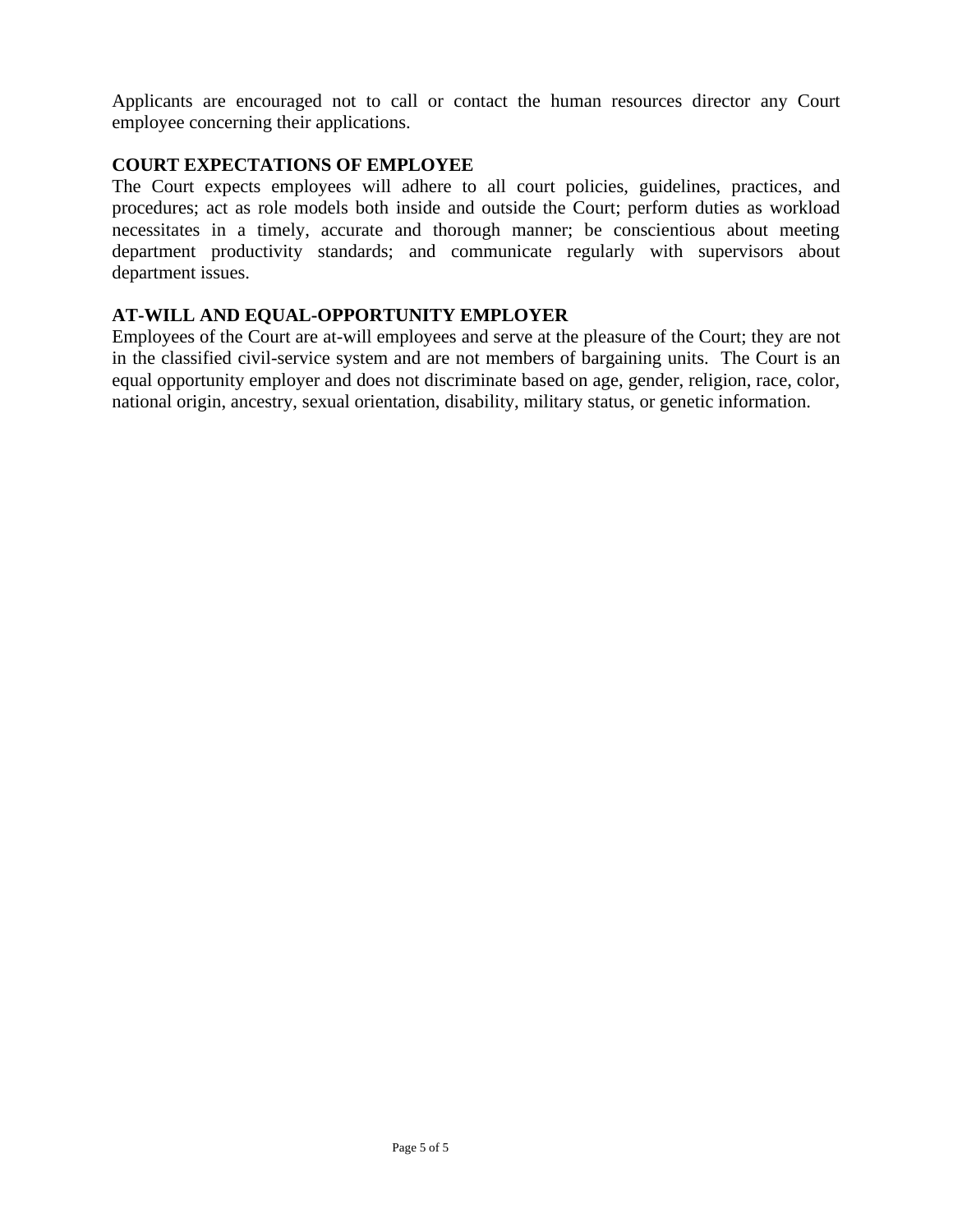Applicants are encouraged not to call or contact the human resources director any Court employee concerning their applications.

**COURT EXPECTATIONS OF EMPLOYEE**

The Court expects employees will adhere to all court policies, guidelines, practices, and procedures; act as role models both inside and outside the Court; perform duties as workload necessitates in a timely, accurate and thorough manner; be conscientious about meeting department productivity standards; and communicate regularly with supervisors about department issues.

**AT-WILL AND EQUAL-OPPORTUNITY EMPLOYER**

Employees of the Court are at-will employees and serve at the pleasure of the Court; they are not in the classified civil-service system and are not members of bargaining units. The Court is an equal opportunity employer and does not discriminate based on age, gender, religion, race, color, national origin, ancestry, sexual orientation, disability, military status, or genetic information.